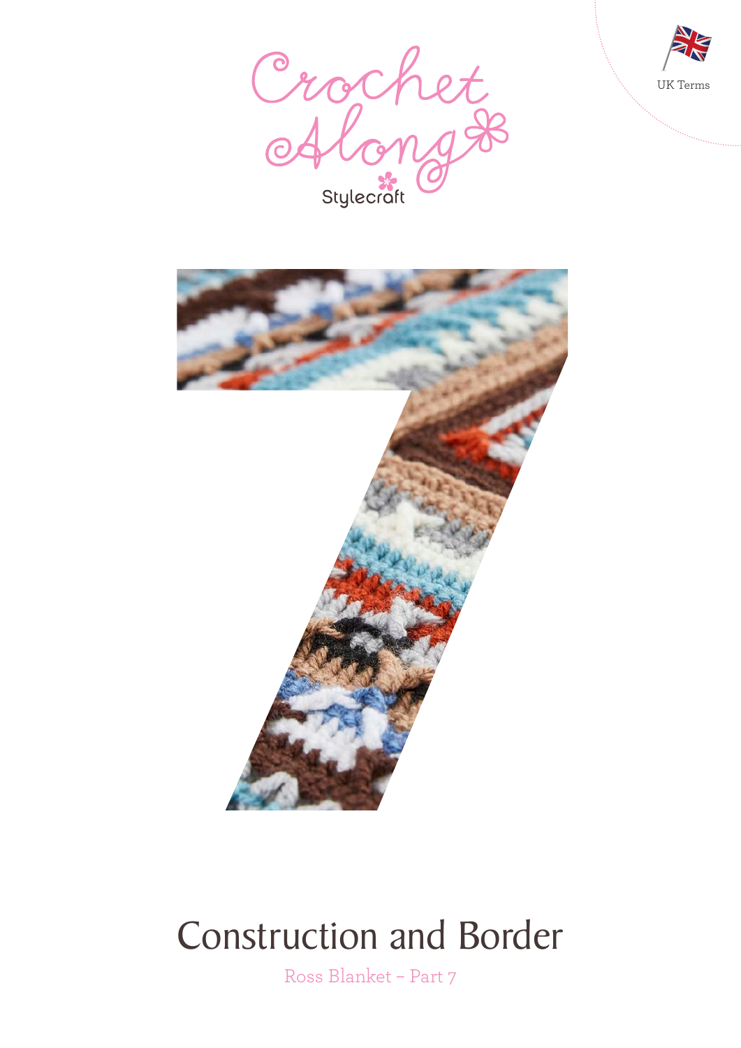UK Terms

Crochet Along

Stylecraft

# Construction and Border

Ross Blanket – Part 7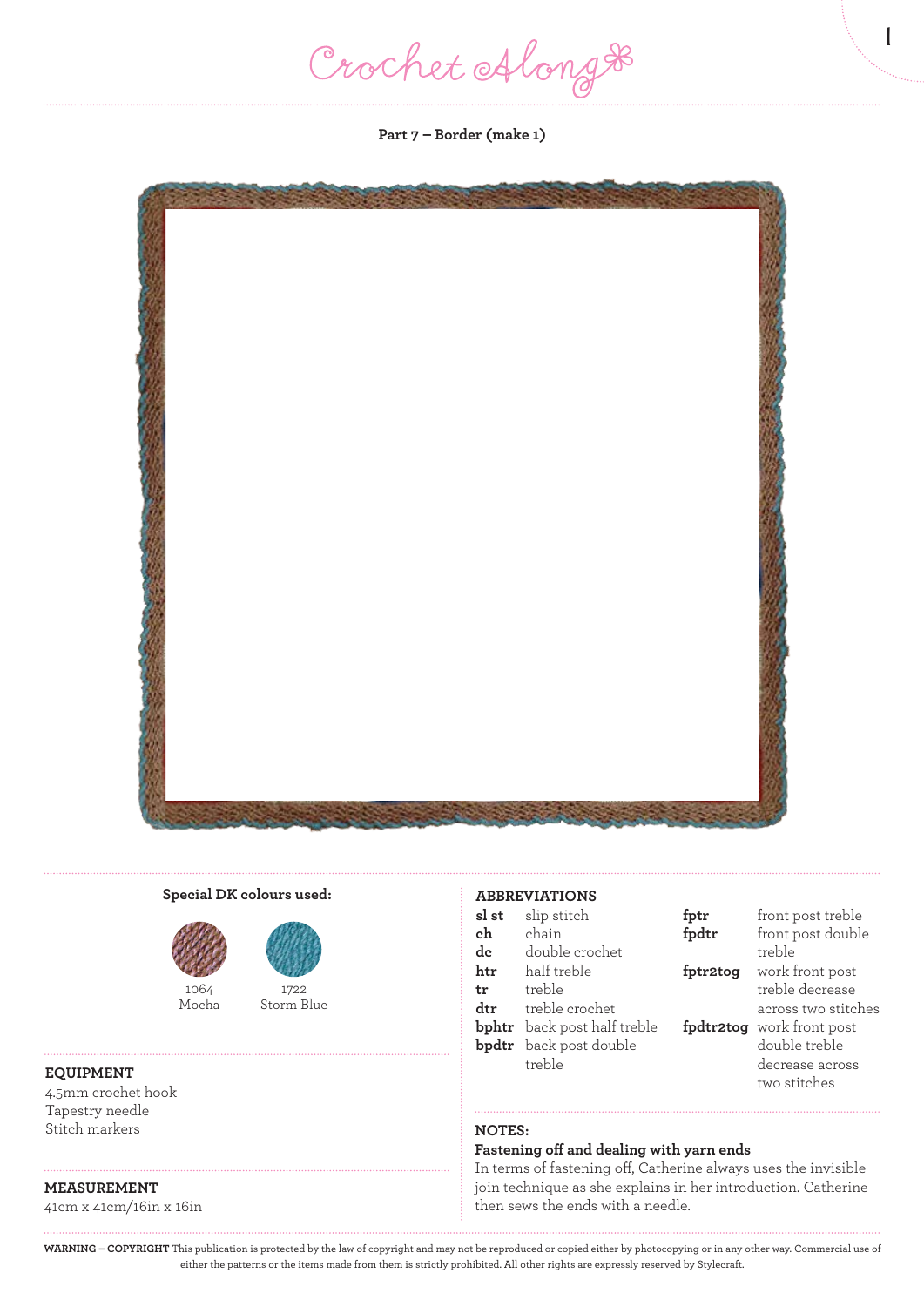Crochet Along

**Part 7 – Border (make 1)**

**Special DK colours used:**

1064 Mocha

1722 Storm Blue

## EQUIPMENT

4.5mm crochet hook
Tapestry needle
Stitch markers

## MEASUREMENT

41cm x 41cm/16in x 16in

## ABBREVIATIONS

| | |
|---|---|
| **sl st** | slip stitch |
| **ch** | chain |
| **dc** | double crochet |
| **htr** | half treble |
| **tr** | treble |
| **dtr** | treble crochet |
| **bphtr** | back post half treble |
| **bpdtr** | back post double treble |
| **fptr** | front post treble |
| **fpdtr** | front post double treble |
| **fptr2tog** | work front post treble decrease across two stitches |
| **fpdtr2tog** | work front post double treble decrease across two stitches |

## NOTES:

**Fastening off and dealing with yarn ends**

In terms of fastening off, Catherine always uses the invisible join technique as she explains in her introduction. Catherine then sews the ends with a needle.

**WARNING – COPYRIGHT** This publication is protected by the law of copyright and may not be reproduced or copied either by photocopying or in any other way. Commercial use of either the patterns or the items made from them is strictly prohibited. All other rights are expressly reserved by Stylecraft.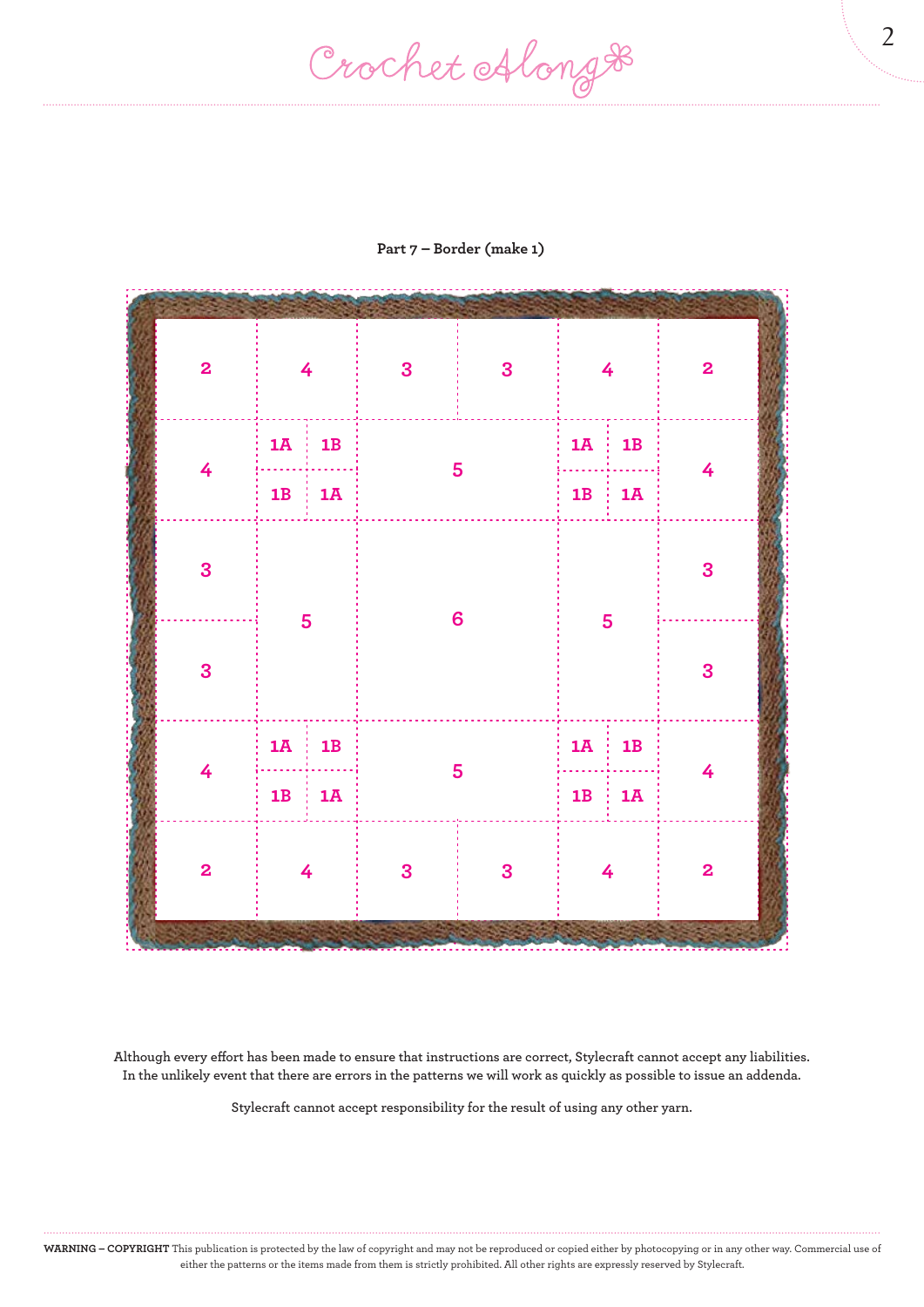**Part 7 – Border (make 1)**

| 2 | 4 | | 3 | 3 | 4 | | 2 |
|---|---|---|---|---|---|---|---|
| 4 | 1A | 1B | 5 | | 1A | 1B | 4 |
| | 1B | 1A | | | 1B | 1A | |
| 3 | 5 | | 6 | | 5 | | 3 |
| 3 | | | | | | | 3 |
| 4 | 1A | 1B | 5 | | 1A | 1B | 4 |
| | 1B | 1A | | | 1B | 1A | |
| 2 | 4 | | 3 | 3 | 4 | | 2 |

Although every effort has been made to ensure that instructions are correct, Stylecraft cannot accept any liabilities. In the unlikely event that there are errors in the patterns we will work as quickly as possible to issue an addenda.

Stylecraft cannot accept responsibility for the result of using any other yarn.

**WARNING – COPYRIGHT** This publication is protected by the law of copyright and may not be reproduced or copied either by photocopying or in any other way. Commercial use of either the patterns or the items made from them is strictly prohibited. All other rights are expressly reserved by Stylecraft.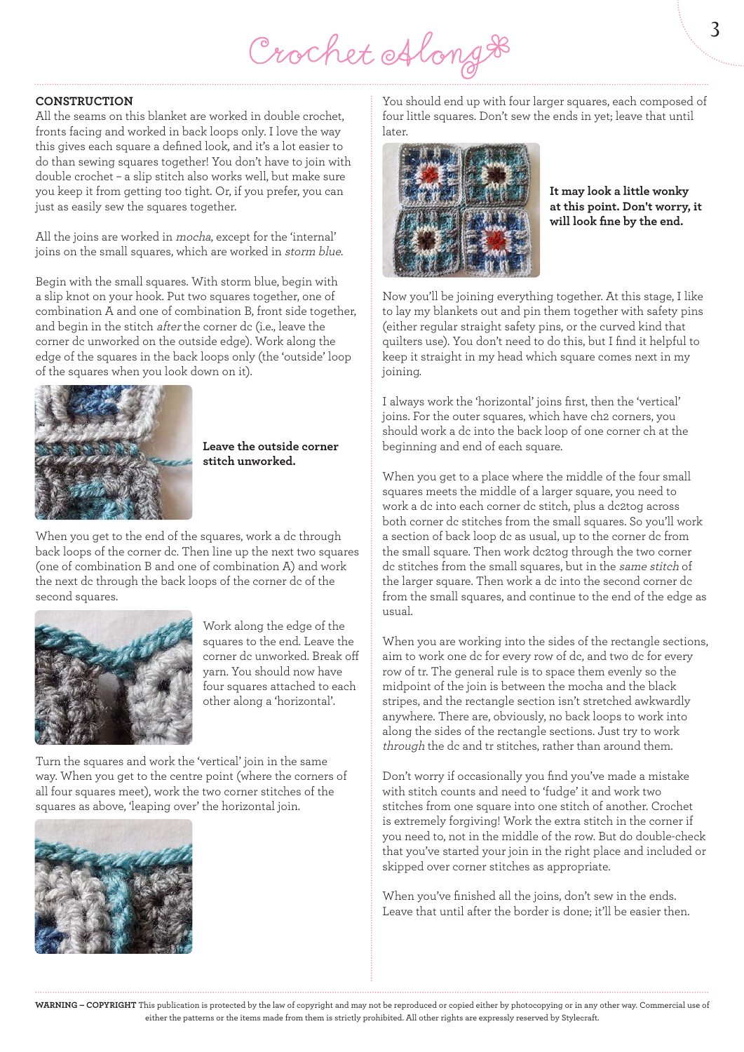## CONSTRUCTION

All the seams on this blanket are worked in double crochet, fronts facing and worked in back loops only. I love the way this gives each square a defined look, and it's a lot easier to do than sewing squares together! You don't have to join with double crochet – a slip stitch also works well, but make sure you keep it from getting too tight. Or, if you prefer, you can just as easily sew the squares together.

All the joins are worked in *mocha*, except for the 'internal' joins on the small squares, which are worked in *storm blue*.

Begin with the small squares. With storm blue, begin with a slip knot on your hook. Put two squares together, one of combination A and one of combination B, front side together, and begin in the stitch *after* the corner dc (i.e., leave the corner dc unworked on the outside edge). Work along the edge of the squares in the back loops only (the 'outside' loop of the squares when you look down on it).

**Leave the outside corner stitch unworked.**

When you get to the end of the squares, work a dc through back loops of the corner dc. Then line up the next two squares (one of combination B and one of combination A) and work the next dc through the back loops of the corner dc of the second squares.

Work along the edge of the squares to the end. Leave the corner dc unworked. Break off yarn. You should now have four squares attached to each other along a 'horizontal'.

Turn the squares and work the 'vertical' join in the same way. When you get to the centre point (where the corners of all four squares meet), work the two corner stitches of the squares as above, 'leaping over' the horizontal join.

You should end up with four larger squares, each composed of four little squares. Don't sew the ends in yet; leave that until later.

**It may look a little wonky at this point. Don't worry, it will look fine by the end.**

Now you'll be joining everything together. At this stage, I like to lay my blankets out and pin them together with safety pins (either regular straight safety pins, or the curved kind that quilters use). You don't need to do this, but I find it helpful to keep it straight in my head which square comes next in my joining.

I always work the 'horizontal' joins first, then the 'vertical' joins. For the outer squares, which have ch2 corners, you should work a dc into the back loop of one corner ch at the beginning and end of each square.

When you get to a place where the middle of the four small squares meets the middle of a larger square, you need to work a dc into each corner dc stitch, plus a dc2tog across both corner dc stitches from the small squares. So you'll work a section of back loop dc as usual, up to the corner dc from the small square. Then work dc2tog through the two corner dc stitches from the small squares, but in the *same stitch* of the larger square. Then work a dc into the second corner dc from the small squares, and continue to the end of the edge as usual.

When you are working into the sides of the rectangle sections, aim to work one dc for every row of dc, and two dc for every row of tr. The general rule is to space them evenly so the midpoint of the join is between the mocha and the black stripes, and the rectangle section isn't stretched awkwardly anywhere. There are, obviously, no back loops to work into along the sides of the rectangle sections. Just try to work *through* the dc and tr stitches, rather than around them.

Don't worry if occasionally you find you've made a mistake with stitch counts and need to 'fudge' it and work two stitches from one square into one stitch of another. Crochet is extremely forgiving! Work the extra stitch in the corner if you need to, not in the middle of the row. But do double-check that you've started your join in the right place and included or skipped over corner stitches as appropriate.

When you've finished all the joins, don't sew in the ends. Leave that until after the border is done; it'll be easier then.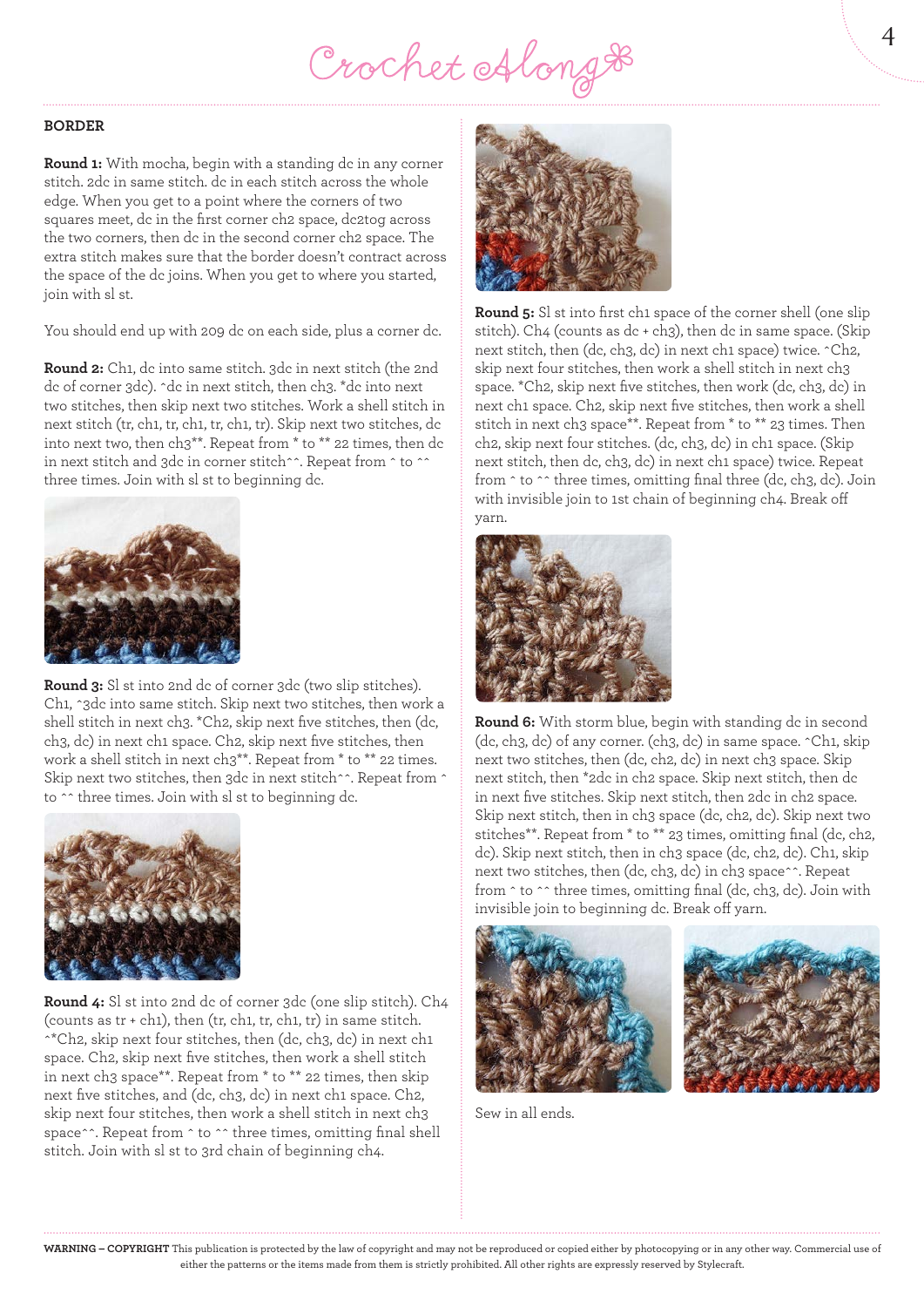## BORDER

**Round 1:** With mocha, begin with a standing dc in any corner stitch. 2dc in same stitch. dc in each stitch across the whole edge. When you get to a point where the corners of two squares meet, dc in the first corner ch2 space, dc2tog across the two corners, then dc in the second corner ch2 space. The extra stitch makes sure that the border doesn't contract across the space of the dc joins. When you get to where you started, join with sl st.

You should end up with 209 dc on each side, plus a corner dc.

**Round 2:** Ch1, dc into same stitch. 3dc in next stitch (the 2nd dc of corner 3dc). ^dc in next stitch, then ch3. *dc into next two stitches, then skip next two stitches. Work a shell stitch in next stitch (tr, ch1, tr, ch1, tr, ch1, tr). Skip next two stitches, dc into next two, then ch3**. Repeat from * to ** 22 times, then dc in next stitch and 3dc in corner stitch^^. Repeat from ^ to ^^ three times. Join with sl st to beginning dc.

**Round 3:** Sl st into 2nd dc of corner 3dc (two slip stitches). Ch1, ^3dc into same stitch. Skip next two stitches, then work a shell stitch in next ch3. *Ch2, skip next five stitches, then (dc, ch3, dc) in next ch1 space. Ch2, skip next five stitches, then work a shell stitch in next ch3**. Repeat from * to ** 22 times. Skip next two stitches, then 3dc in next stitch^^. Repeat from ^ to ^^ three times. Join with sl st to beginning dc.

**Round 4:** Sl st into 2nd dc of corner 3dc (one slip stitch). Ch4 (counts as tr + ch1), then (tr, ch1, tr, ch1, tr) in same stitch. ^*Ch2, skip next four stitches, then (dc, ch3, dc) in next ch1 space. Ch2, skip next five stitches, then work a shell stitch in next ch3 space**. Repeat from * to ** 22 times, then skip next five stitches, and (dc, ch3, dc) in next ch1 space. Ch2, skip next four stitches, then work a shell stitch in next ch3 space^^. Repeat from ^ to ^^ three times, omitting final shell stitch. Join with sl st to 3rd chain of beginning ch4.

**Round 5:** Sl st into first ch1 space of the corner shell (one slip stitch). Ch4 (counts as dc + ch3), then dc in same space. (Skip next stitch, then (dc, ch3, dc) in next ch1 space) twice. ^Ch2, skip next four stitches, then work a shell stitch in next ch3 space. *Ch2, skip next five stitches, then work (dc, ch3, dc) in next ch1 space. Ch2, skip next five stitches, then work a shell stitch in next ch3 space**. Repeat from * to ** 23 times. Then ch2, skip next four stitches. (dc, ch3, dc) in ch1 space. (Skip next stitch, then dc, ch3, dc) in next ch1 space) twice. Repeat from ^ to ^^ three times, omitting final three (dc, ch3, dc). Join with invisible join to 1st chain of beginning ch4. Break off yarn.

**Round 6:** With storm blue, begin with standing dc in second (dc, ch3, dc) of any corner. (ch3, dc) in same space. ^Ch1, skip next two stitches, then (dc, ch2, dc) in next ch3 space. Skip next stitch, then *2dc in ch2 space. Skip next stitch, then dc in next five stitches. Skip next stitch, then 2dc in ch2 space. Skip next stitch, then in ch3 space (dc, ch2, dc). Skip next two stitches**. Repeat from * to ** 23 times, omitting final (dc, ch2, dc). Skip next stitch, then in ch3 space (dc, ch2, dc). Ch1, skip next two stitches, then (dc, ch3, dc) in ch3 space^^. Repeat from ^ to ^^ three times, omitting final (dc, ch3, dc). Join with invisible join to beginning dc. Break off yarn.

Sew in all ends.

**WARNING – COPYRIGHT** This publication is protected by the law of copyright and may not be reproduced or copied either by photocopying or in any other way. Commercial use of either the patterns or the items made from them is strictly prohibited. All other rights are expressly reserved by Stylecraft.